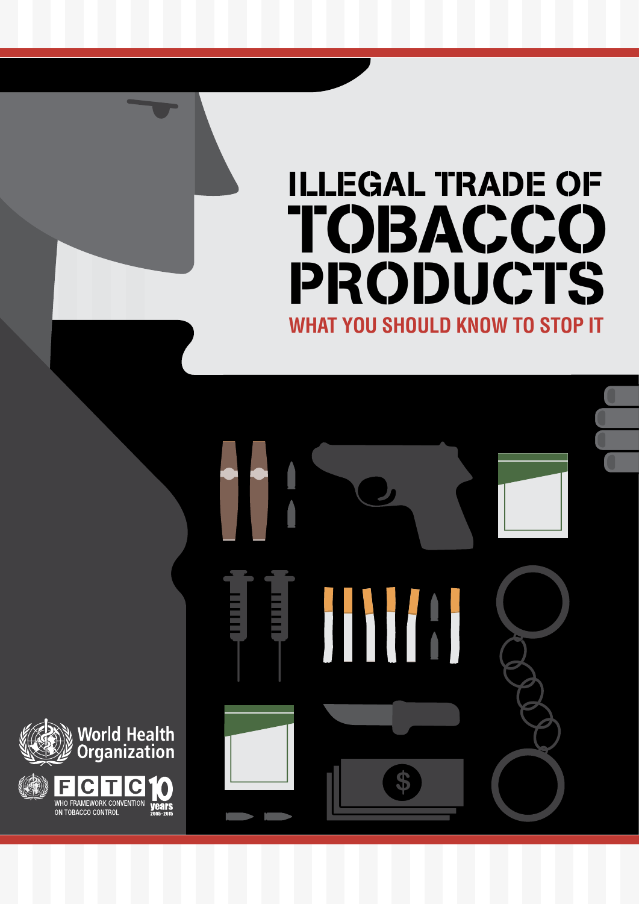# ILLEGAL TRADE OF TOBACCO PRODUCTS

## WHAT YOU SHOULD KNOW TO STOP IT

World Health Organization

FCTC 10 years 2005–2015

WHO FRAMEWORK CONVENTION ON TOBACCO CONTROL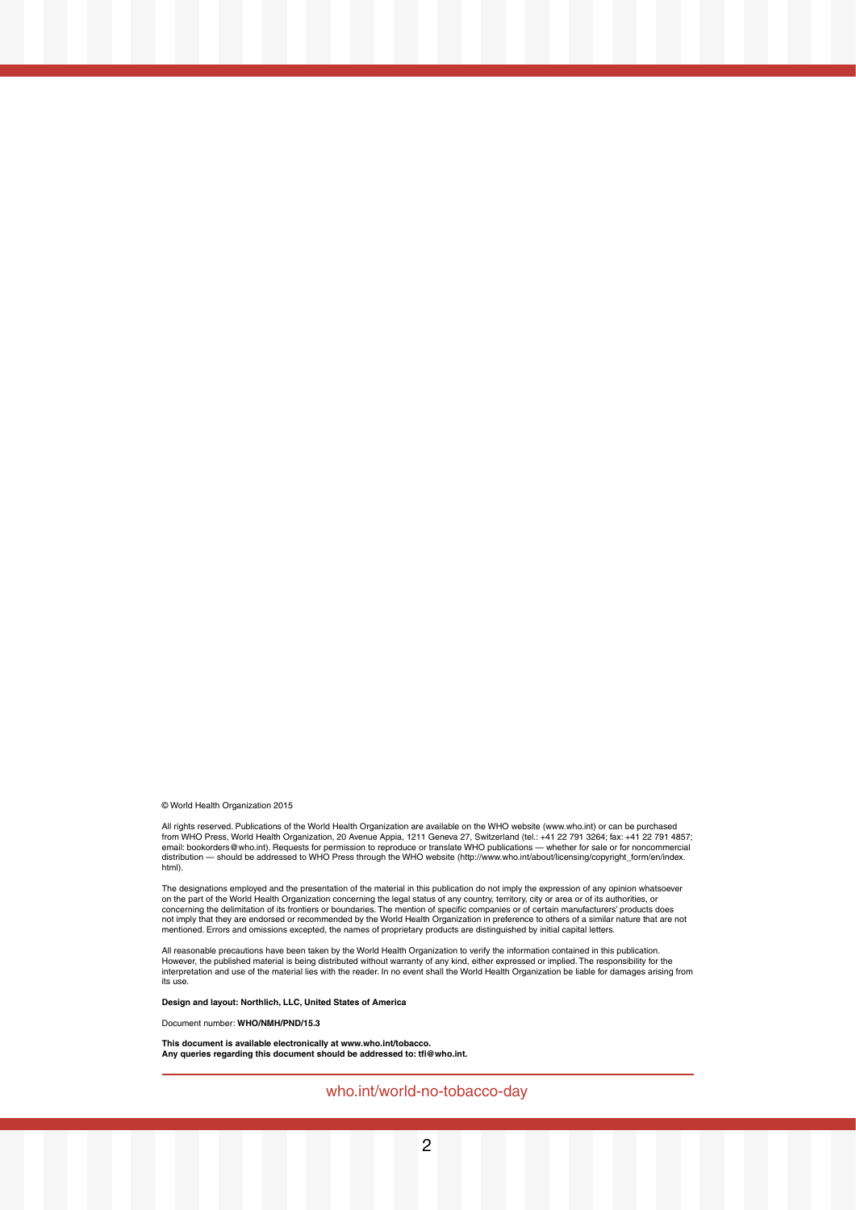© World Health Organization 2015

All rights reserved. Publications of the World Health Organization are available on the WHO website (www.who.int) or can be purchased from WHO Press, World Health Organization, 20 Avenue Appia, 1211 Geneva 27, Switzerland (tel.: +41 22 791 3264; fax: +41 22 791 4857; email: bookorders@who.int). Requests for permission to reproduce or translate WHO publications — whether for sale or for noncommercial distribution — should be addressed to WHO Press through the WHO website (http://www.who.int/about/licensing/copyright_form/en/index.html).

The designations employed and the presentation of the material in this publication do not imply the expression of any opinion whatsoever on the part of the World Health Organization concerning the legal status of any country, territory, city or area or of its authorities, or concerning the delimitation of its frontiers or boundaries. The mention of specific companies or of certain manufacturers' products does not imply that they are endorsed or recommended by the World Health Organization in preference to others of a similar nature that are not mentioned. Errors and omissions excepted, the names of proprietary products are distinguished by initial capital letters.

All reasonable precautions have been taken by the World Health Organization to verify the information contained in this publication. However, the published material is being distributed without warranty of any kind, either expressed or implied. The responsibility for the interpretation and use of the material lies with the reader. In no event shall the World Health Organization be liable for damages arising from its use.

**Design and layout: Northlich, LLC, United States of America**

Document number: **WHO/NMH/PND/15.3**

**This document is available electronically at www.who.int/tobacco.**
**Any queries regarding this document should be addressed to: tfi@who.int.**

who.int/world-no-tobacco-day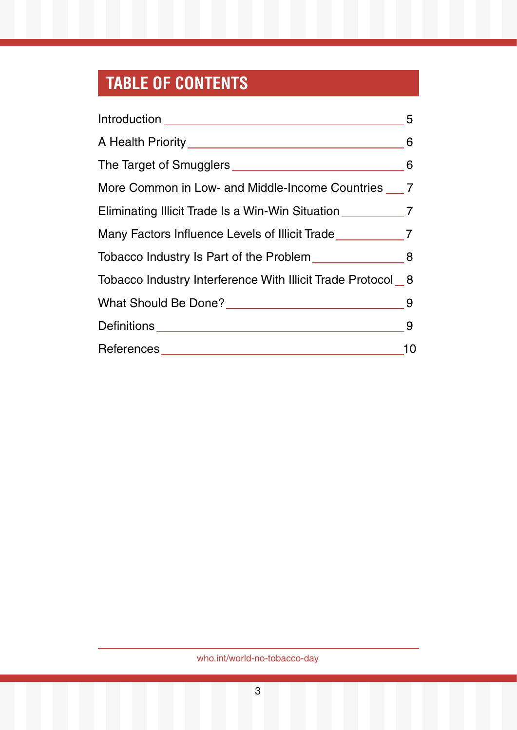# TABLE OF CONTENTS

| | |
|---|---|
| Introduction | 5 |
| A Health Priority | 6 |
| The Target of Smugglers | 6 |
| More Common in Low- and Middle-Income Countries | 7 |
| Eliminating Illicit Trade Is a Win-Win Situation | 7 |
| Many Factors Influence Levels of Illicit Trade | 7 |
| Tobacco Industry Is Part of the Problem | 8 |
| Tobacco Industry Interference With Illicit Trade Protocol | 8 |
| What Should Be Done? | 9 |
| Definitions | 9 |
| References | 10 |

who.int/world-no-tobacco-day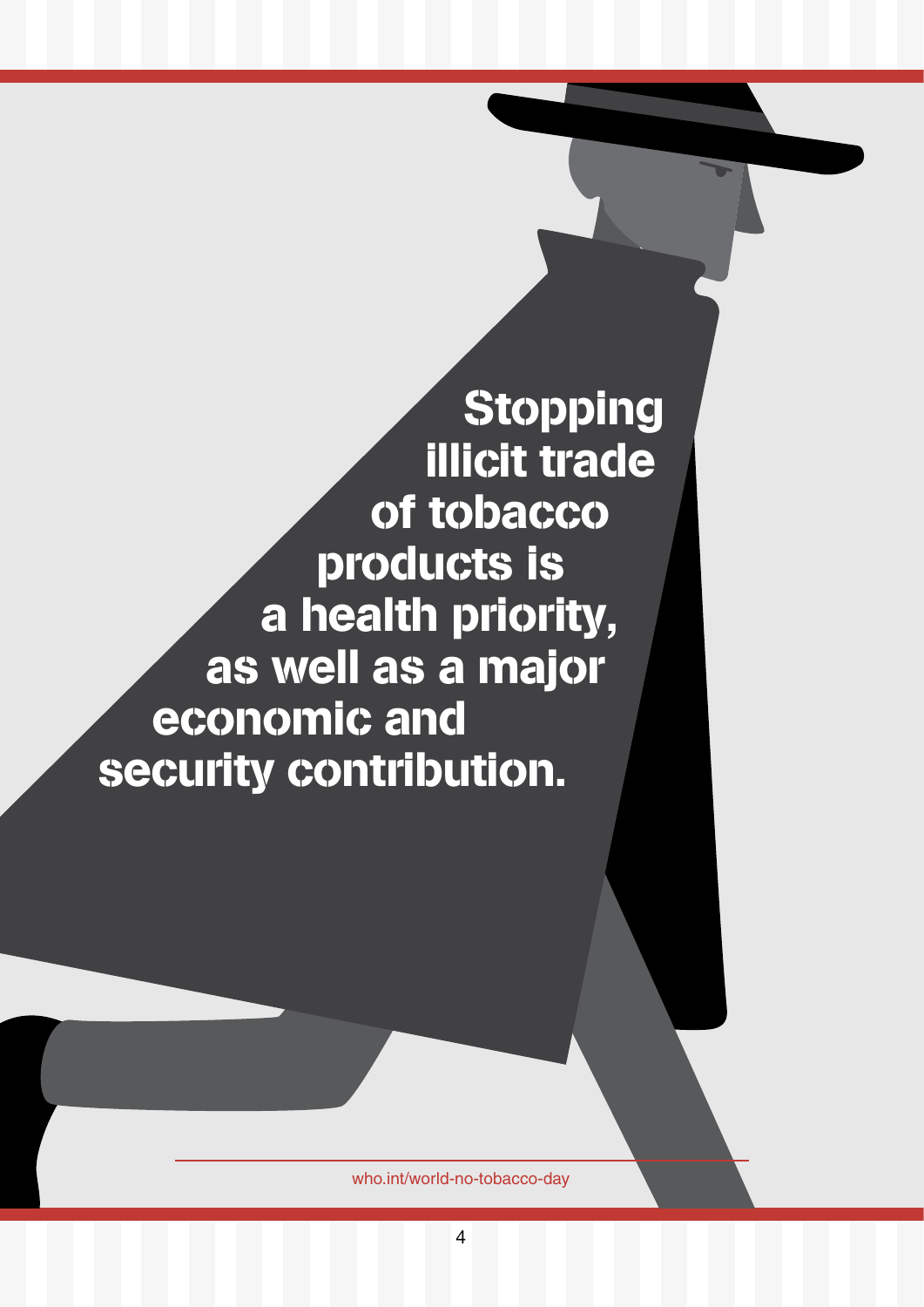**Stopping illicit trade of tobacco products is a health priority, as well as a major economic and security contribution.**

who.int/world-no-tobacco-day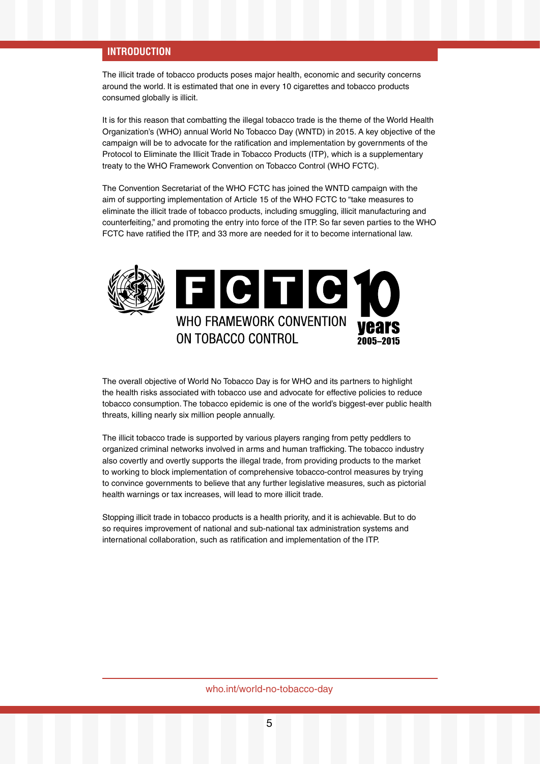## INTRODUCTION

The illicit trade of tobacco products poses major health, economic and security concerns around the world. It is estimated that one in every 10 cigarettes and tobacco products consumed globally is illicit.

It is for this reason that combatting the illegal tobacco trade is the theme of the World Health Organization's (WHO) annual World No Tobacco Day (WNTD) in 2015. A key objective of the campaign will be to advocate for the ratification and implementation by governments of the Protocol to Eliminate the Illicit Trade in Tobacco Products (ITP), which is a supplementary treaty to the WHO Framework Convention on Tobacco Control (WHO FCTC).

The Convention Secretariat of the WHO FCTC has joined the WNTD campaign with the aim of supporting implementation of Article 15 of the WHO FCTC to "take measures to eliminate the illicit trade of tobacco products, including smuggling, illicit manufacturing and counterfeiting," and promoting the entry into force of the ITP. So far seven parties to the WHO FCTC have ratified the ITP, and 33 more are needed for it to become international law.

FCTC WHO FRAMEWORK CONVENTION ON TOBACCO CONTROL 10 years 2005–2015

The overall objective of World No Tobacco Day is for WHO and its partners to highlight the health risks associated with tobacco use and advocate for effective policies to reduce tobacco consumption. The tobacco epidemic is one of the world's biggest-ever public health threats, killing nearly six million people annually.

The illicit tobacco trade is supported by various players ranging from petty peddlers to organized criminal networks involved in arms and human trafficking. The tobacco industry also covertly and overtly supports the illegal trade, from providing products to the market to working to block implementation of comprehensive tobacco-control measures by trying to convince governments to believe that any further legislative measures, such as pictorial health warnings or tax increases, will lead to more illicit trade.

Stopping illicit trade in tobacco products is a health priority, and it is achievable. But to do so requires improvement of national and sub-national tax administration systems and international collaboration, such as ratification and implementation of the ITP.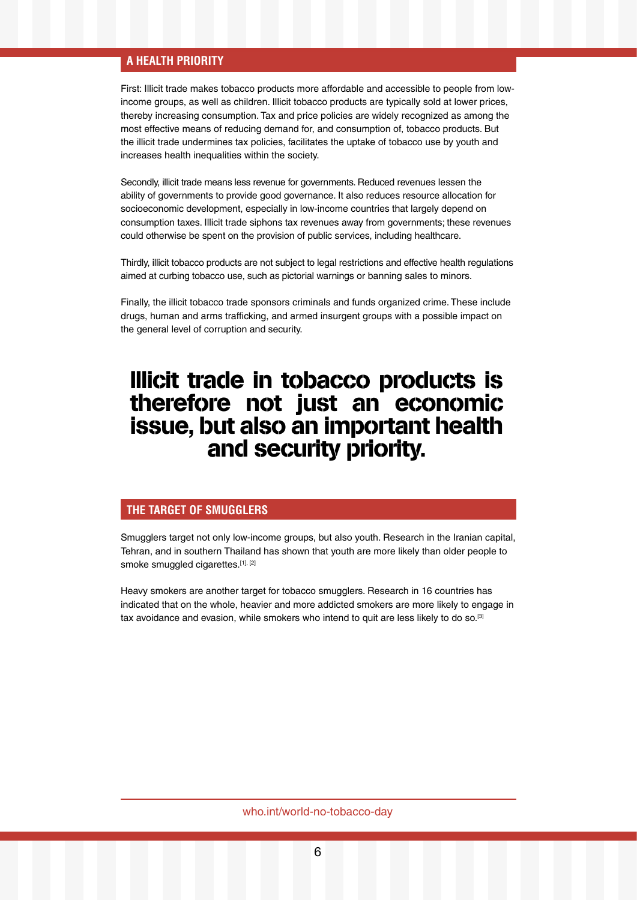## A HEALTH PRIORITY

First: Illicit trade makes tobacco products more affordable and accessible to people from low-income groups, as well as children. Illicit tobacco products are typically sold at lower prices, thereby increasing consumption. Tax and price policies are widely recognized as among the most effective means of reducing demand for, and consumption of, tobacco products. But the illicit trade undermines tax policies, facilitates the uptake of tobacco use by youth and increases health inequalities within the society.

Secondly, illicit trade means less revenue for governments. Reduced revenues lessen the ability of governments to provide good governance. It also reduces resource allocation for socioeconomic development, especially in low-income countries that largely depend on consumption taxes. Illicit trade siphons tax revenues away from governments; these revenues could otherwise be spent on the provision of public services, including healthcare.

Thirdly, illicit tobacco products are not subject to legal restrictions and effective health regulations aimed at curbing tobacco use, such as pictorial warnings or banning sales to minors.

Finally, the illicit tobacco trade sponsors criminals and funds organized crime. These include drugs, human and arms trafficking, and armed insurgent groups with a possible impact on the general level of corruption and security.

**Illicit trade in tobacco products is therefore not just an economic issue, but also an important health and security priority.**

## THE TARGET OF SMUGGLERS

Smugglers target not only low-income groups, but also youth. Research in the Iranian capital, Tehran, and in southern Thailand has shown that youth are more likely than older people to smoke smuggled cigarettes.[1], [2]

Heavy smokers are another target for tobacco smugglers. Research in 16 countries has indicated that on the whole, heavier and more addicted smokers are more likely to engage in tax avoidance and evasion, while smokers who intend to quit are less likely to do so.[3]

who.int/world-no-tobacco-day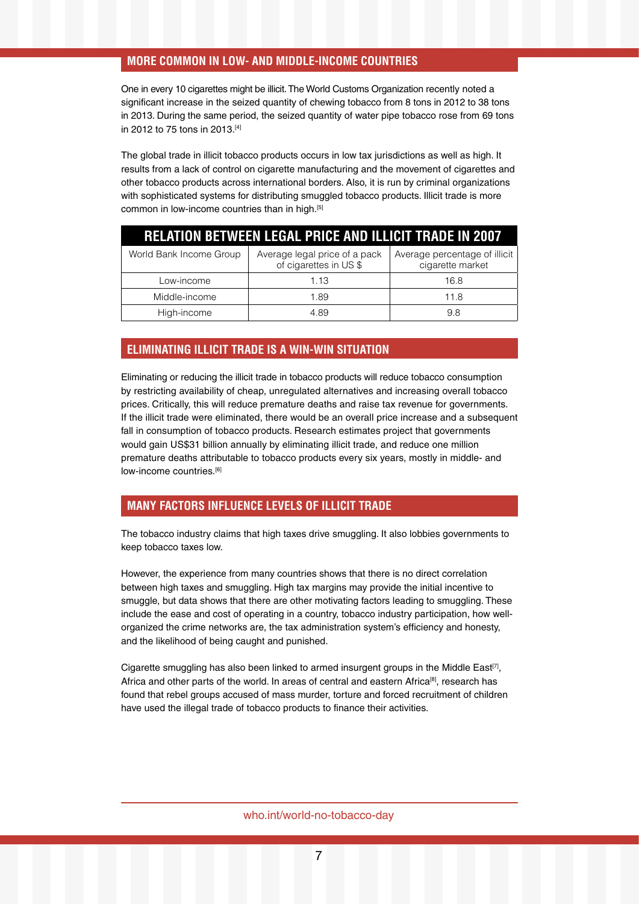## MORE COMMON IN LOW- AND MIDDLE-INCOME COUNTRIES

One in every 10 cigarettes might be illicit. The World Customs Organization recently noted a significant increase in the seized quantity of chewing tobacco from 8 tons in 2012 to 38 tons in 2013. During the same period, the seized quantity of water pipe tobacco rose from 69 tons in 2012 to 75 tons in 2013.[4]

The global trade in illicit tobacco products occurs in low tax jurisdictions as well as high. It results from a lack of control on cigarette manufacturing and the movement of cigarettes and other tobacco products across international borders. Also, it is run by criminal organizations with sophisticated systems for distributing smuggled tobacco products. Illicit trade is more common in low-income countries than in high.[5]

**RELATION BETWEEN LEGAL PRICE AND ILLICIT TRADE IN 2007**

| World Bank Income Group | Average legal price of a pack of cigarettes in US $ | Average percentage of illicit cigarette market |
|---|---|---|
| Low-income | 1.13 | 16.8 |
| Middle-income | 1.89 | 11.8 |
| High-income | 4.89 | 9.8 |

## ELIMINATING ILLICIT TRADE IS A WIN-WIN SITUATION

Eliminating or reducing the illicit trade in tobacco products will reduce tobacco consumption by restricting availability of cheap, unregulated alternatives and increasing overall tobacco prices. Critically, this will reduce premature deaths and raise tax revenue for governments. If the illicit trade were eliminated, there would be an overall price increase and a subsequent fall in consumption of tobacco products. Research estimates project that governments would gain US$31 billion annually by eliminating illicit trade, and reduce one million premature deaths attributable to tobacco products every six years, mostly in middle- and low-income countries.[6]

## MANY FACTORS INFLUENCE LEVELS OF ILLICIT TRADE

The tobacco industry claims that high taxes drive smuggling. It also lobbies governments to keep tobacco taxes low.

However, the experience from many countries shows that there is no direct correlation between high taxes and smuggling. High tax margins may provide the initial incentive to smuggle, but data shows that there are other motivating factors leading to smuggling. These include the ease and cost of operating in a country, tobacco industry participation, how well-organized the crime networks are, the tax administration system's efficiency and honesty, and the likelihood of being caught and punished.

Cigarette smuggling has also been linked to armed insurgent groups in the Middle East[7], Africa and other parts of the world. In areas of central and eastern Africa[8], research has found that rebel groups accused of mass murder, torture and forced recruitment of children have used the illegal trade of tobacco products to finance their activities.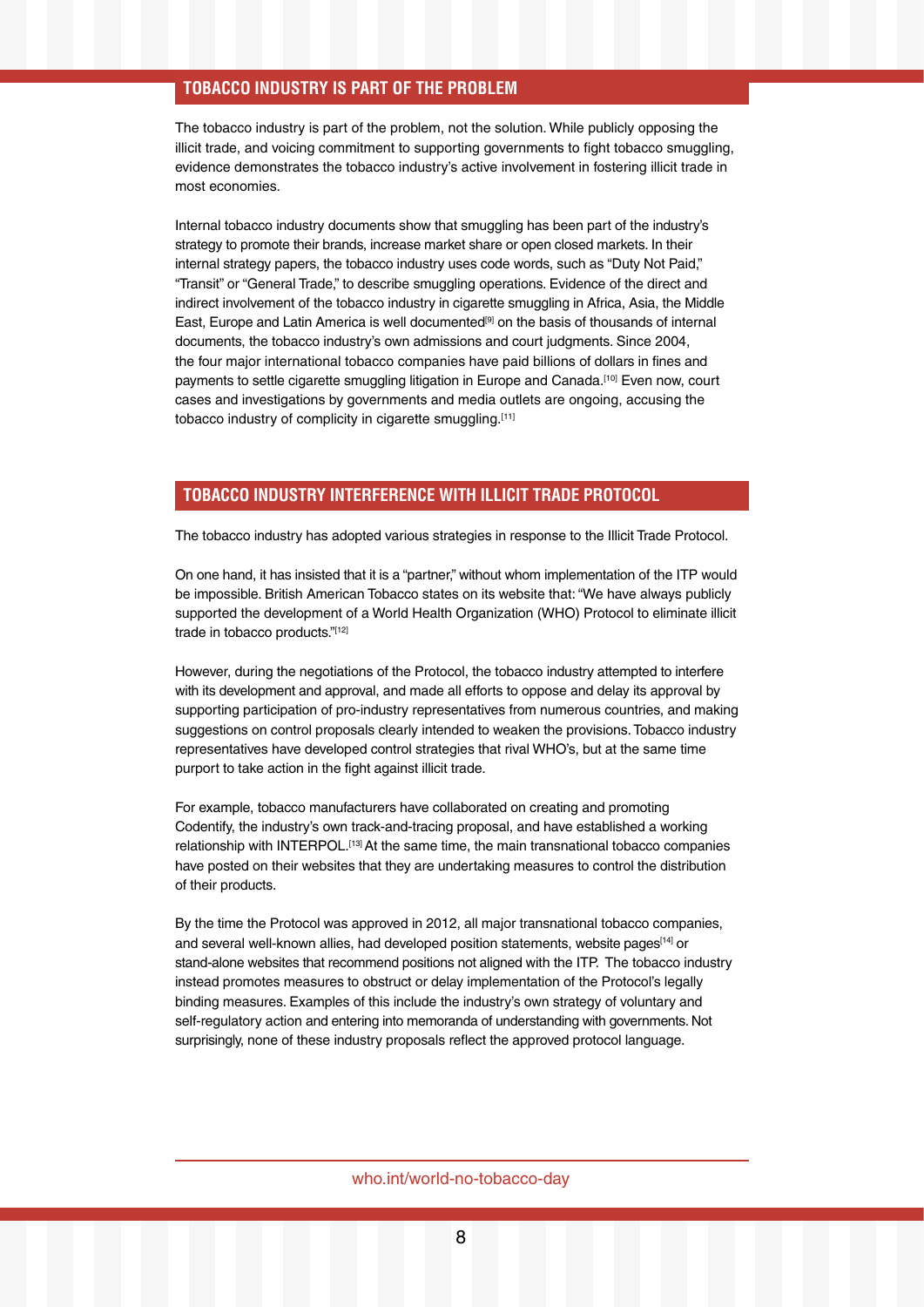## TOBACCO INDUSTRY IS PART OF THE PROBLEM

The tobacco industry is part of the problem, not the solution. While publicly opposing the illicit trade, and voicing commitment to supporting governments to fight tobacco smuggling, evidence demonstrates the tobacco industry's active involvement in fostering illicit trade in most economies.

Internal tobacco industry documents show that smuggling has been part of the industry's strategy to promote their brands, increase market share or open closed markets. In their internal strategy papers, the tobacco industry uses code words, such as "Duty Not Paid," "Transit" or "General Trade," to describe smuggling operations. Evidence of the direct and indirect involvement of the tobacco industry in cigarette smuggling in Africa, Asia, the Middle East, Europe and Latin America is well documented[9] on the basis of thousands of internal documents, the tobacco industry's own admissions and court judgments. Since 2004, the four major international tobacco companies have paid billions of dollars in fines and payments to settle cigarette smuggling litigation in Europe and Canada.[10] Even now, court cases and investigations by governments and media outlets are ongoing, accusing the tobacco industry of complicity in cigarette smuggling.[11]

## TOBACCO INDUSTRY INTERFERENCE WITH ILLICIT TRADE PROTOCOL

The tobacco industry has adopted various strategies in response to the Illicit Trade Protocol.

On one hand, it has insisted that it is a "partner," without whom implementation of the ITP would be impossible. British American Tobacco states on its website that: "We have always publicly supported the development of a World Health Organization (WHO) Protocol to eliminate illicit trade in tobacco products."[12]

However, during the negotiations of the Protocol, the tobacco industry attempted to interfere with its development and approval, and made all efforts to oppose and delay its approval by supporting participation of pro-industry representatives from numerous countries, and making suggestions on control proposals clearly intended to weaken the provisions. Tobacco industry representatives have developed control strategies that rival WHO's, but at the same time purport to take action in the fight against illicit trade.

For example, tobacco manufacturers have collaborated on creating and promoting Codentify, the industry's own track-and-tracing proposal, and have established a working relationship with INTERPOL.[13] At the same time, the main transnational tobacco companies have posted on their websites that they are undertaking measures to control the distribution of their products.

By the time the Protocol was approved in 2012, all major transnational tobacco companies, and several well-known allies, had developed position statements, website pages[14] or stand-alone websites that recommend positions not aligned with the ITP. The tobacco industry instead promotes measures to obstruct or delay implementation of the Protocol's legally binding measures. Examples of this include the industry's own strategy of voluntary and self-regulatory action and entering into memoranda of understanding with governments. Not surprisingly, none of these industry proposals reflect the approved protocol language.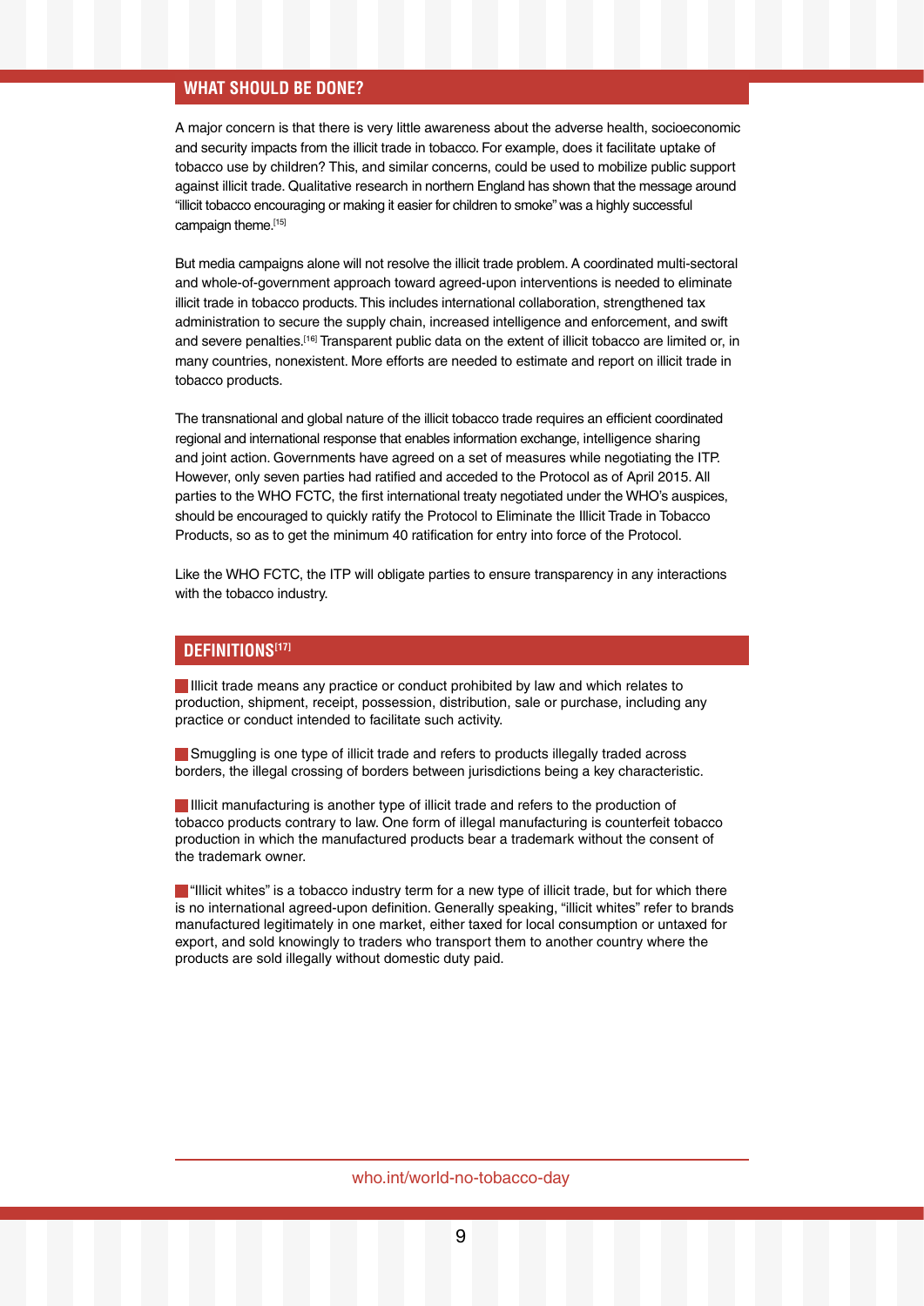## WHAT SHOULD BE DONE?

A major concern is that there is very little awareness about the adverse health, socioeconomic and security impacts from the illicit trade in tobacco. For example, does it facilitate uptake of tobacco use by children? This, and similar concerns, could be used to mobilize public support against illicit trade. Qualitative research in northern England has shown that the message around "illicit tobacco encouraging or making it easier for children to smoke" was a highly successful campaign theme.[15]

But media campaigns alone will not resolve the illicit trade problem. A coordinated multi-sectoral and whole-of-government approach toward agreed-upon interventions is needed to eliminate illicit trade in tobacco products. This includes international collaboration, strengthened tax administration to secure the supply chain, increased intelligence and enforcement, and swift and severe penalties.[16] Transparent public data on the extent of illicit tobacco are limited or, in many countries, nonexistent. More efforts are needed to estimate and report on illicit trade in tobacco products.

The transnational and global nature of the illicit tobacco trade requires an efficient coordinated regional and international response that enables information exchange, intelligence sharing and joint action. Governments have agreed on a set of measures while negotiating the ITP. However, only seven parties had ratified and acceded to the Protocol as of April 2015. All parties to the WHO FCTC, the first international treaty negotiated under the WHO's auspices, should be encouraged to quickly ratify the Protocol to Eliminate the Illicit Trade in Tobacco Products, so as to get the minimum 40 ratification for entry into force of the Protocol.

Like the WHO FCTC, the ITP will obligate parties to ensure transparency in any interactions with the tobacco industry.

## DEFINITIONS[17]

- Illicit trade means any practice or conduct prohibited by law and which relates to production, shipment, receipt, possession, distribution, sale or purchase, including any practice or conduct intended to facilitate such activity.

- Smuggling is one type of illicit trade and refers to products illegally traded across borders, the illegal crossing of borders between jurisdictions being a key characteristic.

- Illicit manufacturing is another type of illicit trade and refers to the production of tobacco products contrary to law. One form of illegal manufacturing is counterfeit tobacco production in which the manufactured products bear a trademark without the consent of the trademark owner.

- "Illicit whites" is a tobacco industry term for a new type of illicit trade, but for which there is no international agreed-upon definition. Generally speaking, "illicit whites" refer to brands manufactured legitimately in one market, either taxed for local consumption or untaxed for export, and sold knowingly to traders who transport them to another country where the products are sold illegally without domestic duty paid.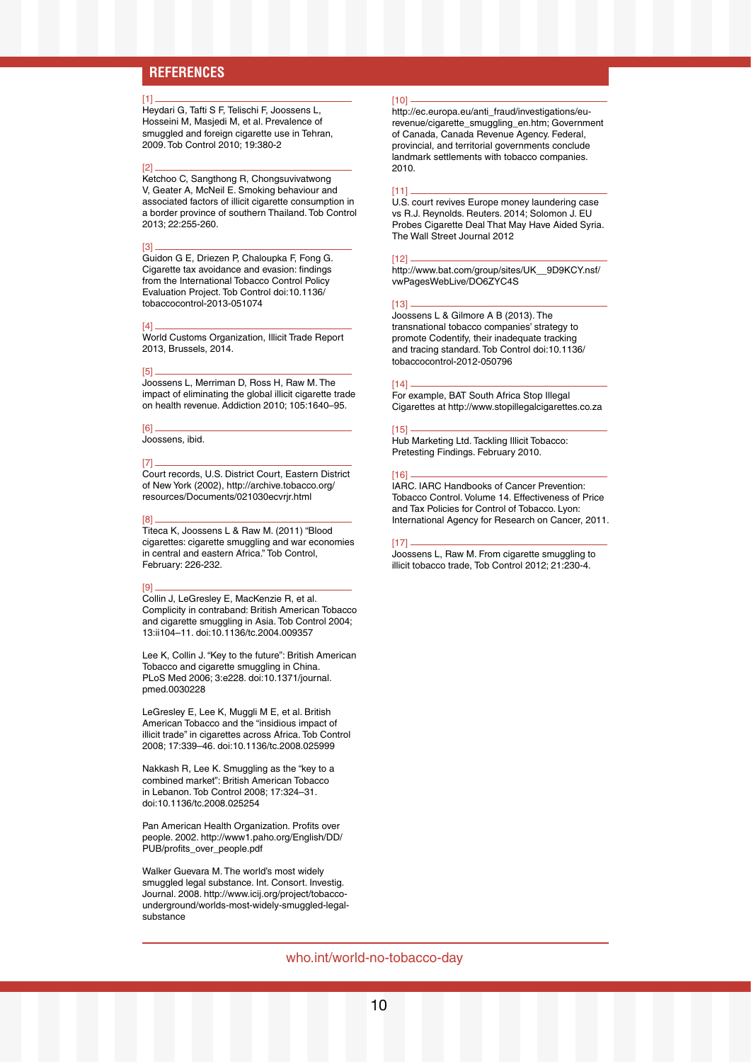## REFERENCES

[1]
Heydari G, Tafti S F, Telischi F, Joossens L, Hosseini M, Masjedi M, et al. Prevalence of smuggled and foreign cigarette use in Tehran, 2009. Tob Control 2010; 19:380-2

[2]
Ketchoo C, Sangthong R, Chongsuvivatwong V, Geater A, McNeil E. Smoking behaviour and associated factors of illicit cigarette consumption in a border province of southern Thailand. Tob Control 2013; 22:255-260.

[3]
Guidon G E, Driezen P, Chaloupka F, Fong G. Cigarette tax avoidance and evasion: findings from the International Tobacco Control Policy Evaluation Project. Tob Control doi:10.1136/tobaccocontrol-2013-051074

[4]
World Customs Organization, Illicit Trade Report 2013, Brussels, 2014.

[5]
Joossens L, Merriman D, Ross H, Raw M. The impact of eliminating the global illicit cigarette trade on health revenue. Addiction 2010; 105:1640–95.

[6]
Joossens, ibid.

[7]
Court records, U.S. District Court, Eastern District of New York (2002), http://archive.tobacco.org/resources/Documents/021030ecvrjr.html

[8]
Titeca K, Joossens L & Raw M. (2011) "Blood cigarettes: cigarette smuggling and war economies in central and eastern Africa." Tob Control, February: 226-232.

[9]
Collin J, LeGresley E, MacKenzie R, et al. Complicity in contraband: British American Tobacco and cigarette smuggling in Asia. Tob Control 2004; 13:ii104–11. doi:10.1136/tc.2004.009357

Lee K, Collin J. "Key to the future": British American Tobacco and cigarette smuggling in China. PLoS Med 2006; 3:e228. doi:10.1371/journal.pmed.0030228

LeGresley E, Lee K, Muggli M E, et al. British American Tobacco and the "insidious impact of illicit trade" in cigarettes across Africa. Tob Control 2008; 17:339–46. doi:10.1136/tc.2008.025999

Nakkash R, Lee K. Smuggling as the "key to a combined market": British American Tobacco in Lebanon. Tob Control 2008; 17:324–31. doi:10.1136/tc.2008.025254

Pan American Health Organization. Profits over people. 2002. http://www1.paho.org/English/DD/PUB/profits_over_people.pdf

Walker Guevara M. The world's most widely smuggled legal substance. Int. Consort. Investig. Journal. 2008. http://www.icij.org/project/tobacco-underground/worlds-most-widely-smuggled-legal-substance

[10]
http://ec.europa.eu/anti_fraud/investigations/eu-revenue/cigarette_smuggling_en.htm; Government of Canada, Canada Revenue Agency. Federal, provincial, and territorial governments conclude landmark settlements with tobacco companies. 2010.

[11]
U.S. court revives Europe money laundering case vs R.J. Reynolds. Reuters. 2014; Solomon J. EU Probes Cigarette Deal That May Have Aided Syria. The Wall Street Journal 2012

[12]
http://www.bat.com/group/sites/UK__9D9KCY.nsf/vwPagesWebLive/DO6ZYC4S

[13]
Joossens L & Gilmore A B (2013). The transnational tobacco companies' strategy to promote Codentify, their inadequate tracking and tracing standard. Tob Control doi:10.1136/tobaccocontrol-2012-050796

[14]
For example, BAT South Africa Stop Illegal Cigarettes at http://www.stopillegalcigarettes.co.za

[15]
Hub Marketing Ltd. Tackling Illicit Tobacco: Pretesting Findings. February 2010.

[16]
IARC. IARC Handbooks of Cancer Prevention: Tobacco Control. Volume 14. Effectiveness of Price and Tax Policies for Control of Tobacco. Lyon: International Agency for Research on Cancer, 2011.

[17]
Joossens L, Raw M. From cigarette smuggling to illicit tobacco trade, Tob Control 2012; 21:230-4.

who.int/world-no-tobacco-day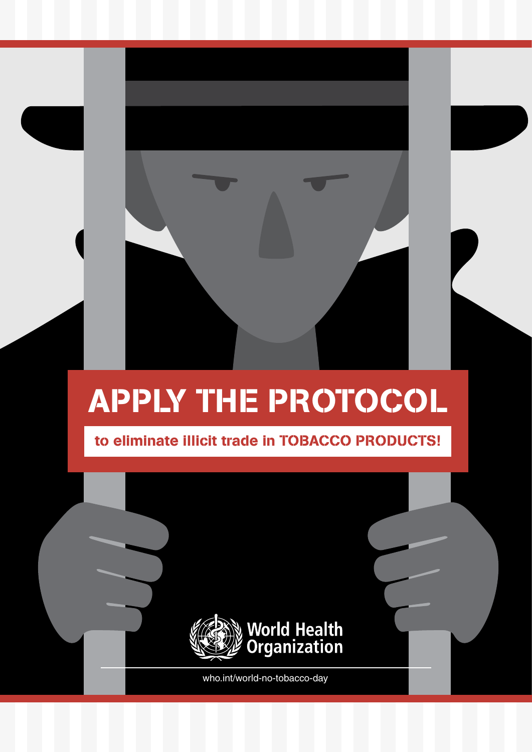# APPLY THE PROTOCOL

**to eliminate illicit trade in TOBACCO PRODUCTS!**

World Health Organization

who.int/world-no-tobacco-day